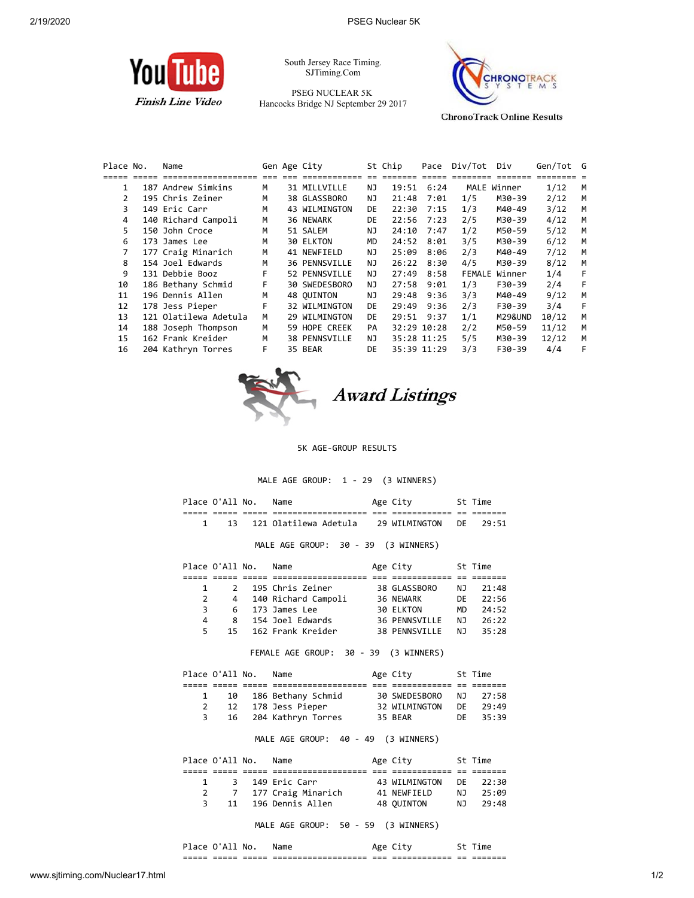You Tube *Finish Line Video*

South Jersey Race Timing.
SJTiming.Com

PSEG NUCLEAR 5K
Hancocks Bridge NJ September 29 2017

ChronoTrack Online Results

| Place | No. | Name | Gen | Age | City | St | Chip | Pace | Div/Tot | Div | Gen/Tot | G |
|---|---|---|---|---|---|---|---|---|---|---|---|---|
| 1 | 187 | Andrew Simkins | M | 31 | MILLVILLE | NJ | 19:51 | 6:24 | MALE | Winner | 1/12 | M |
| 2 | 195 | Chris Zeiner | M | 38 | GLASSBORO | NJ | 21:48 | 7:01 | 1/5 | M30-39 | 2/12 | M |
| 3 | 149 | Eric Carr | M | 43 | WILMINGTON | DE | 22:30 | 7:15 | 1/3 | M40-49 | 3/12 | M |
| 4 | 140 | Richard Campoli | M | 36 | NEWARK | DE | 22:56 | 7:23 | 2/5 | M30-39 | 4/12 | M |
| 5 | 150 | John Croce | M | 51 | SALEM | NJ | 24:10 | 7:47 | 1/2 | M50-59 | 5/12 | M |
| 6 | 173 | James Lee | M | 30 | ELKTON | MD | 24:52 | 8:01 | 3/5 | M30-39 | 6/12 | M |
| 7 | 177 | Craig Minarich | M | 41 | NEWFIELD | NJ | 25:09 | 8:06 | 2/3 | M40-49 | 7/12 | M |
| 8 | 154 | Joel Edwards | M | 36 | PENNSVILLE | NJ | 26:22 | 8:30 | 4/5 | M30-39 | 8/12 | M |
| 9 | 131 | Debbie Booz | F | 52 | PENNSVILLE | NJ | 27:49 | 8:58 | FEMALE | Winner | 1/4 | F |
| 10 | 186 | Bethany Schmid | F | 30 | SWEDESBORO | NJ | 27:58 | 9:01 | 1/3 | F30-39 | 2/4 | F |
| 11 | 196 | Dennis Allen | M | 48 | QUINTON | NJ | 29:48 | 9:36 | 3/3 | M40-49 | 9/12 | M |
| 12 | 178 | Jess Pieper | F | 32 | WILMINGTON | DE | 29:49 | 9:36 | 2/3 | F30-39 | 3/4 | F |
| 13 | 121 | Olatilewa Adetula | M | 29 | WILMINGTON | DE | 29:51 | 9:37 | 1/1 | M29&UND | 10/12 | M |
| 14 | 188 | Joseph Thompson | M | 59 | HOPE CREEK | PA | 32:29 | 10:28 | 2/2 | M50-59 | 11/12 | M |
| 15 | 162 | Frank Kreider | M | 38 | PENNSVILLE | NJ | 35:28 | 11:25 | 5/5 | M30-39 | 12/12 | M |
| 16 | 204 | Kathryn Torres | F | 35 | BEAR | DE | 35:39 | 11:29 | 3/3 | F30-39 | 4/4 | F |

## *Award Listings*

5K AGE-GROUP RESULTS

MALE AGE GROUP: 1 - 29 (3 WINNERS)

| Place | O'All | No. | Name | Age | City | St | Time |
|---|---|---|---|---|---|---|---|
| 1 | 13 | 121 | Olatilewa Adetula | 29 | WILMINGTON | DE | 29:51 |

MALE AGE GROUP: 30 - 39 (3 WINNERS)

| Place | O'All | No. | Name | Age | City | St | Time |
|---|---|---|---|---|---|---|---|
| 1 | 2 | 195 | Chris Zeiner | 38 | GLASSBORO | NJ | 21:48 |
| 2 | 4 | 140 | Richard Campoli | 36 | NEWARK | DE | 22:56 |
| 3 | 6 | 173 | James Lee | 30 | ELKTON | MD | 24:52 |
| 4 | 8 | 154 | Joel Edwards | 36 | PENNSVILLE | NJ | 26:22 |
| 5 | 15 | 162 | Frank Kreider | 38 | PENNSVILLE | NJ | 35:28 |

FEMALE AGE GROUP: 30 - 39 (3 WINNERS)

| Place | O'All | No. | Name | Age | City | St | Time |
|---|---|---|---|---|---|---|---|
| 1 | 10 | 186 | Bethany Schmid | 30 | SWEDESBORO | NJ | 27:58 |
| 2 | 12 | 178 | Jess Pieper | 32 | WILMINGTON | DE | 29:49 |
| 3 | 16 | 204 | Kathryn Torres | 35 | BEAR | DE | 35:39 |

MALE AGE GROUP: 40 - 49 (3 WINNERS)

| Place | O'All | No. | Name | Age | City | St | Time |
|---|---|---|---|---|---|---|---|
| 1 | 3 | 149 | Eric Carr | 43 | WILMINGTON | DE | 22:30 |
| 2 | 7 | 177 | Craig Minarich | 41 | NEWFIELD | NJ | 25:09 |
| 3 | 11 | 196 | Dennis Allen | 48 | QUINTON | NJ | 29:48 |

MALE AGE GROUP: 50 - 59 (3 WINNERS)

| Place | O'All | No. | Name | Age | City | St | Time |
|---|---|---|---|---|---|---|---|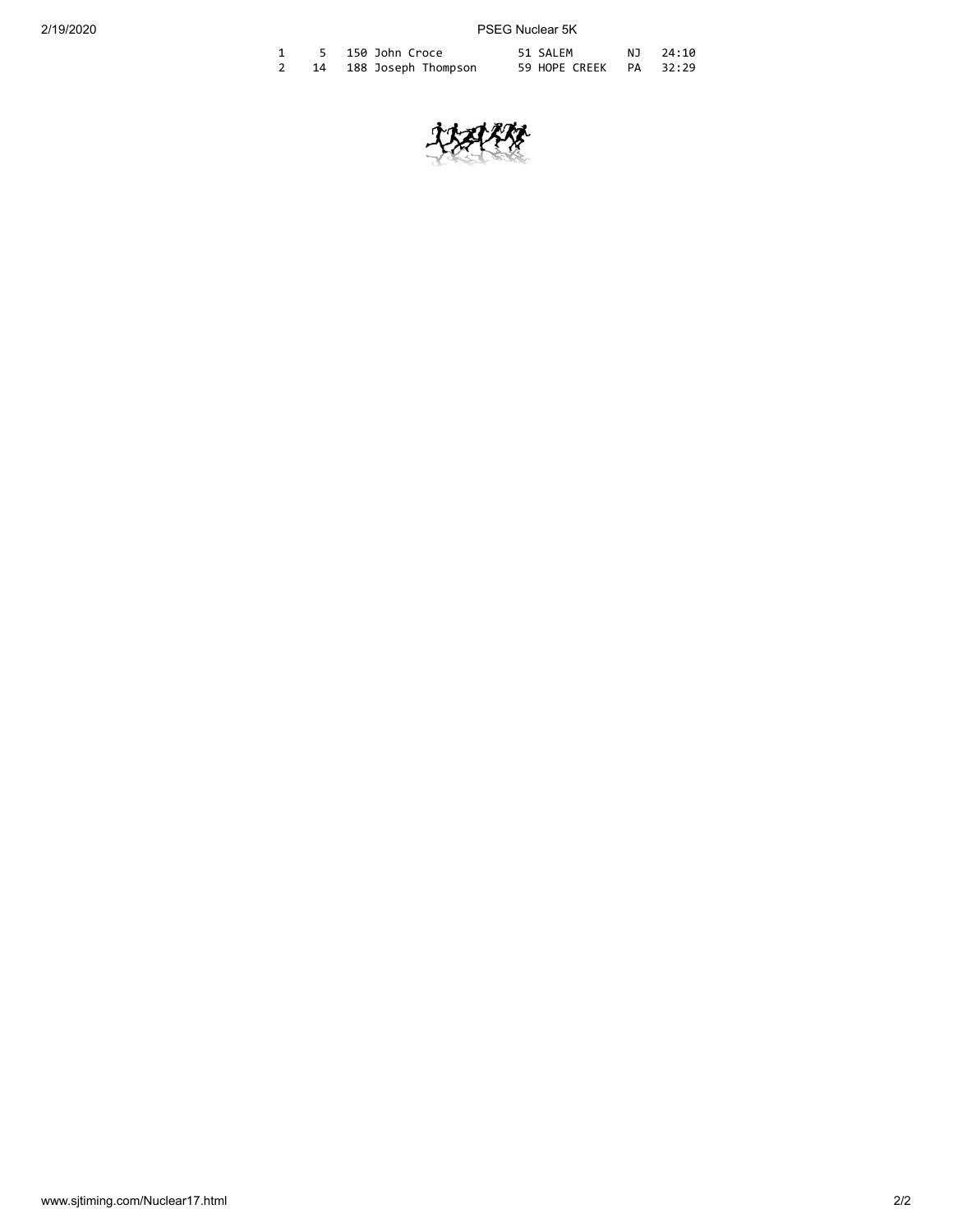| | | | | | | | |
|---|---|---|---|---|---|---|---|
| 1 | 5 | 150 | John Croce | 51 | SALEM | NJ | 24:10 |
| 2 | 14 | 188 | Joseph Thompson | 59 | HOPE CREEK | PA | 32:29 |